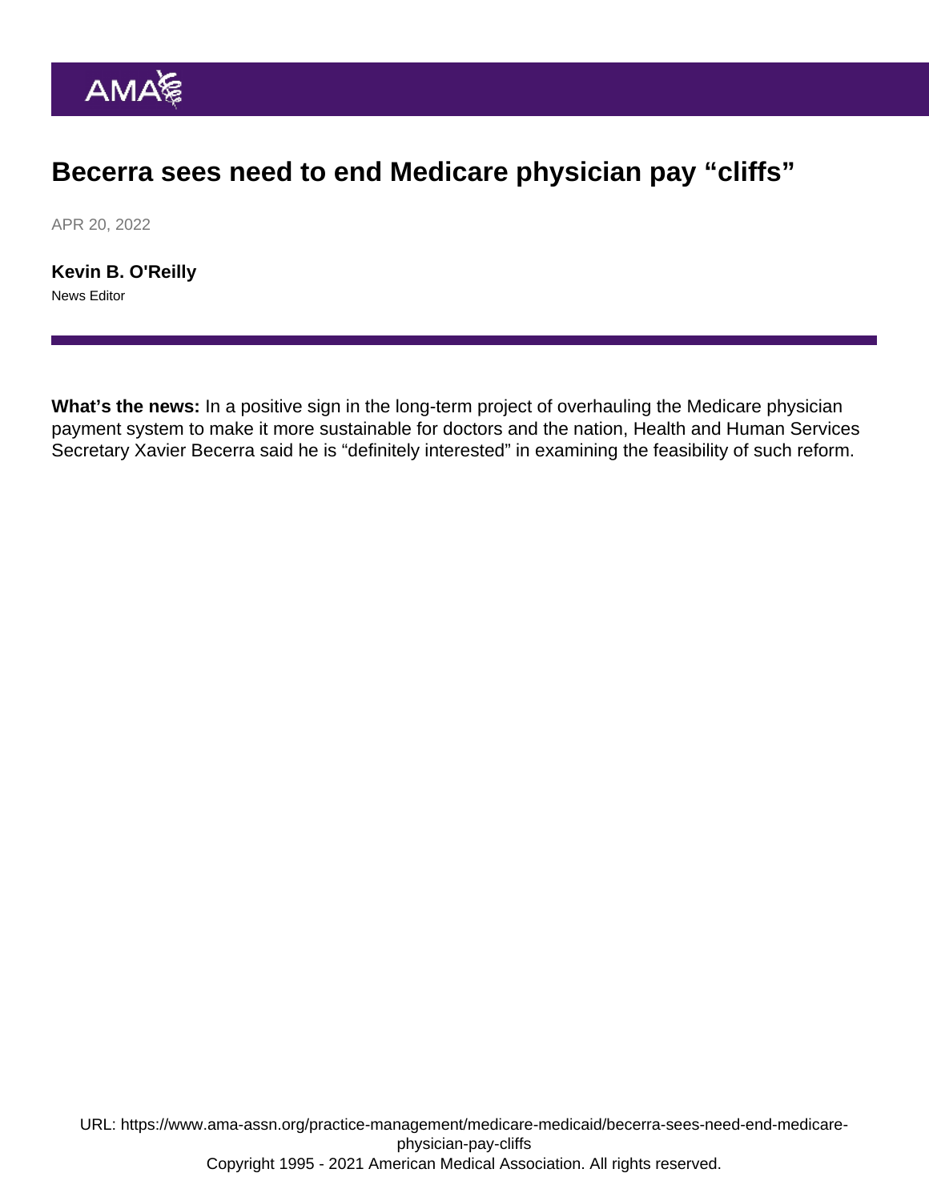# Becerra sees need to end Medicare physician pay "cliffs"

APR 20, 2022

**Kevin B. O'Reilly**
News Editor

**What's the news:** In a positive sign in the long-term project of overhauling the Medicare physician payment system to make it more sustainable for doctors and the nation, Health and Human Services Secretary Xavier Becerra said he is "definitely interested" in examining the feasibility of such reform.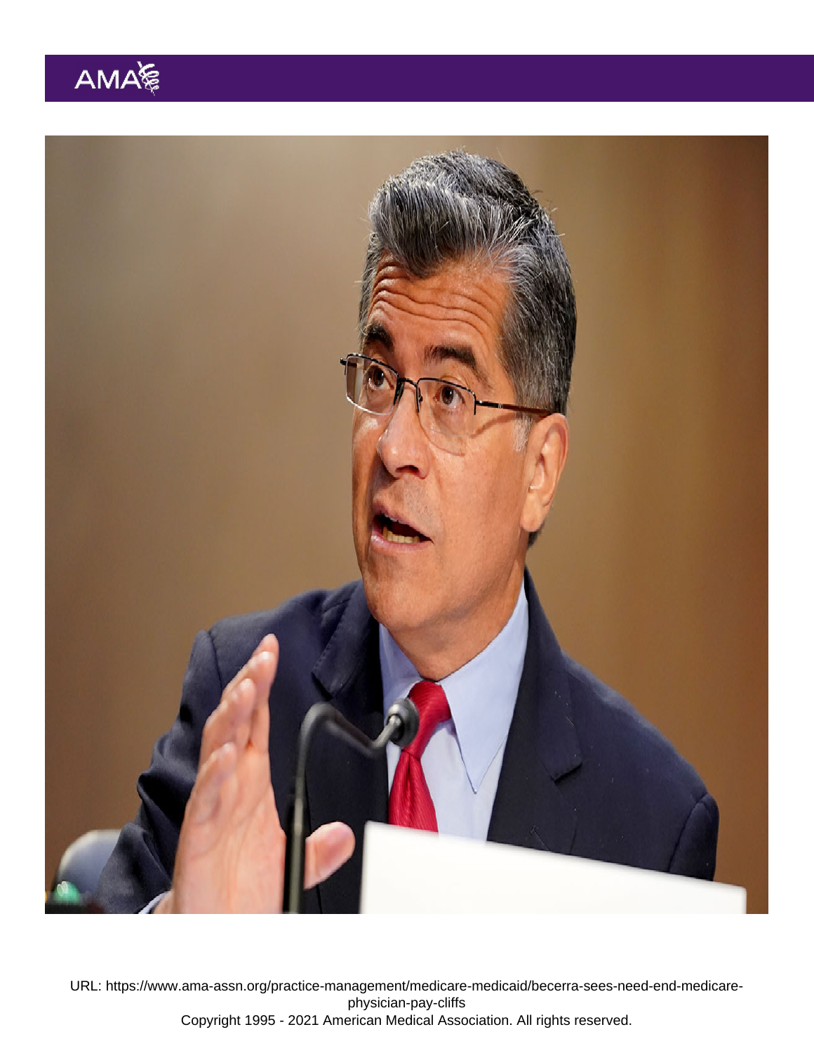URL: https://www.ama-assn.org/practice-management/medicare-medicaid/becerra-sees-need-end-medicare-physician-pay-cliffs
Copyright 1995 - 2021 American Medical Association. All rights reserved.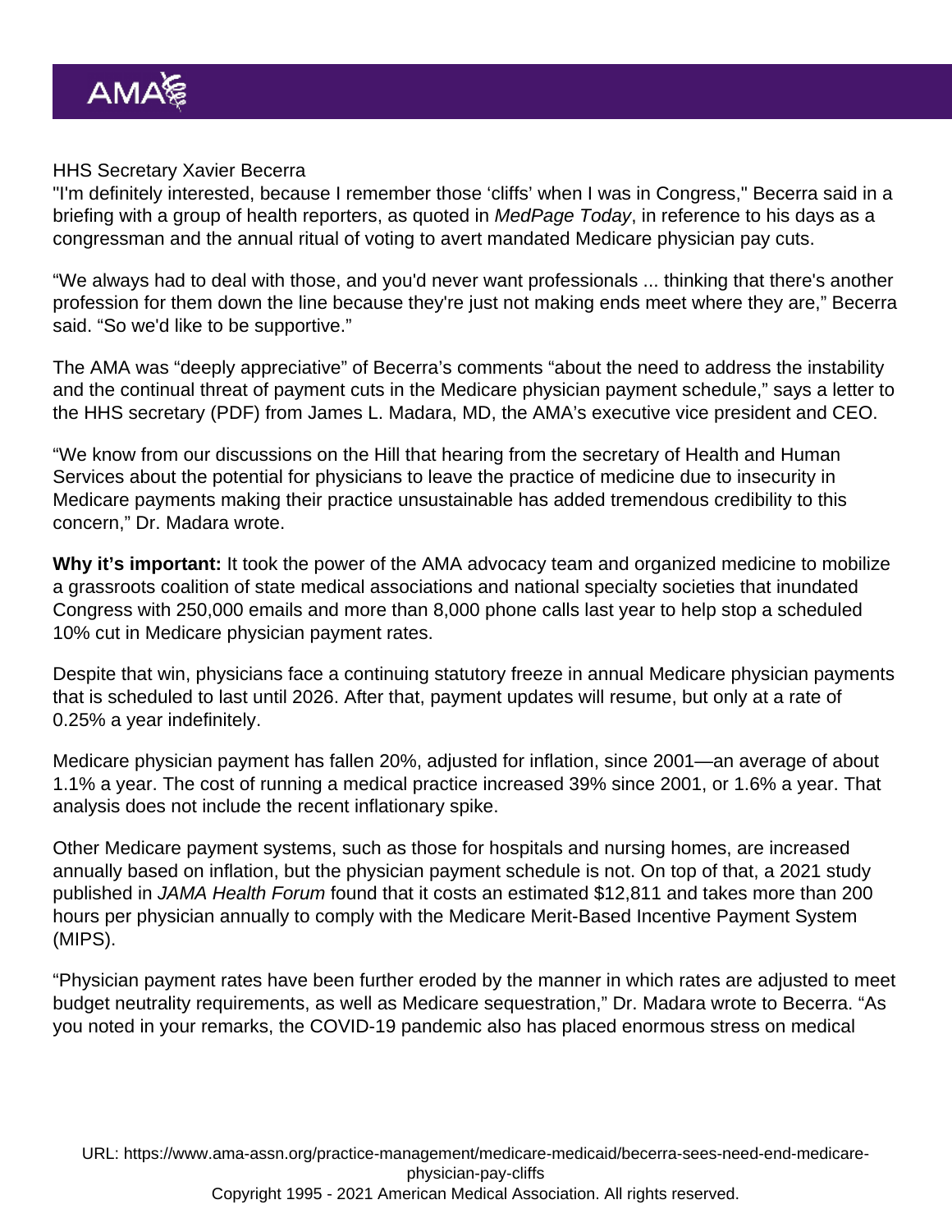HHS Secretary Xavier Becerra

"I'm definitely interested, because I remember those 'cliffs' when I was in Congress," Becerra said in a briefing with a group of health reporters, as quoted in *MedPage Today*, in reference to his days as a congressman and the annual ritual of voting to avert mandated Medicare physician pay cuts.

"We always had to deal with those, and you'd never want professionals ... thinking that there's another profession for them down the line because they're just not making ends meet where they are," Becerra said. "So we'd like to be supportive."

The AMA was "deeply appreciative" of Becerra's comments "about the need to address the instability and the continual threat of payment cuts in the Medicare physician payment schedule," says a letter to the HHS secretary (PDF) from James L. Madara, MD, the AMA's executive vice president and CEO.

"We know from our discussions on the Hill that hearing from the secretary of Health and Human Services about the potential for physicians to leave the practice of medicine due to insecurity in Medicare payments making their practice unsustainable has added tremendous credibility to this concern," Dr. Madara wrote.

**Why it's important:** It took the power of the AMA advocacy team and organized medicine to mobilize a grassroots coalition of state medical associations and national specialty societies that inundated Congress with 250,000 emails and more than 8,000 phone calls last year to help stop a scheduled 10% cut in Medicare physician payment rates.

Despite that win, physicians face a continuing statutory freeze in annual Medicare physician payments that is scheduled to last until 2026. After that, payment updates will resume, but only at a rate of 0.25% a year indefinitely.

Medicare physician payment has fallen 20%, adjusted for inflation, since 2001—an average of about 1.1% a year. The cost of running a medical practice increased 39% since 2001, or 1.6% a year. That analysis does not include the recent inflationary spike.

Other Medicare payment systems, such as those for hospitals and nursing homes, are increased annually based on inflation, but the physician payment schedule is not. On top of that, a 2021 study published in *JAMA Health Forum* found that it costs an estimated $12,811 and takes more than 200 hours per physician annually to comply with the Medicare Merit-Based Incentive Payment System (MIPS).

"Physician payment rates have been further eroded by the manner in which rates are adjusted to meet budget neutrality requirements, as well as Medicare sequestration," Dr. Madara wrote to Becerra. "As you noted in your remarks, the COVID-19 pandemic also has placed enormous stress on medical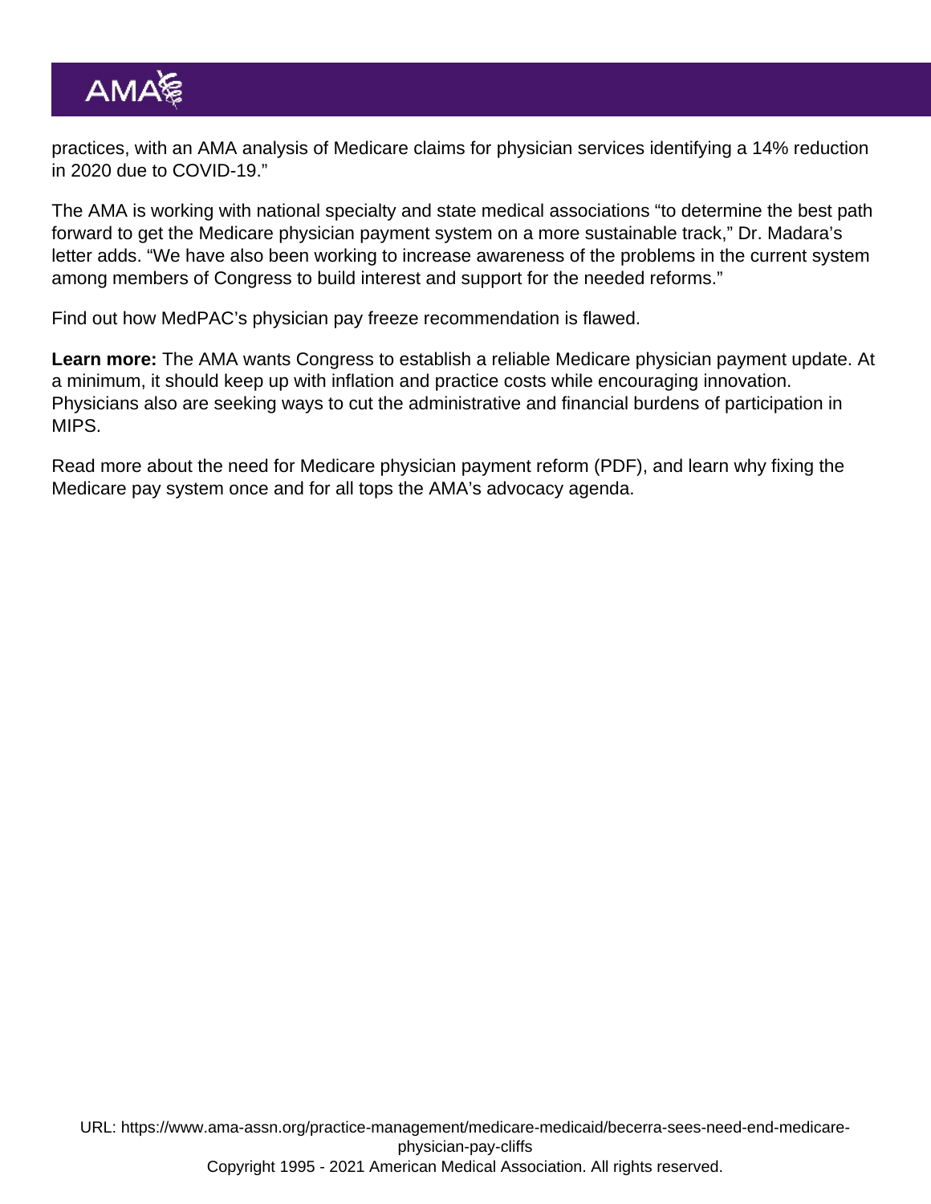practices, with an AMA analysis of Medicare claims for physician services identifying a 14% reduction in 2020 due to COVID-19."

The AMA is working with national specialty and state medical associations "to determine the best path forward to get the Medicare physician payment system on a more sustainable track," Dr. Madara's letter adds. "We have also been working to increase awareness of the problems in the current system among members of Congress to build interest and support for the needed reforms."

Find out how MedPAC's physician pay freeze recommendation is flawed.

**Learn more:** The AMA wants Congress to establish a reliable Medicare physician payment update. At a minimum, it should keep up with inflation and practice costs while encouraging innovation. Physicians also are seeking ways to cut the administrative and financial burdens of participation in MIPS.

Read more about the need for Medicare physician payment reform (PDF), and learn why fixing the Medicare pay system once and for all tops the AMA's advocacy agenda.